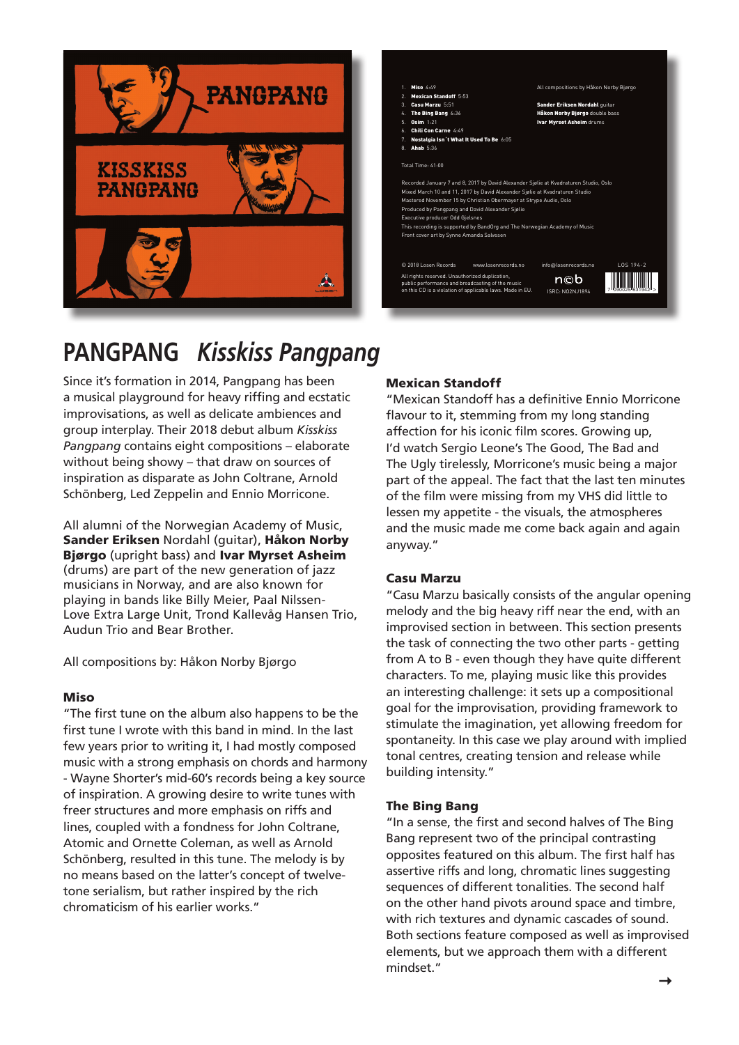1. **Miso** 4:49
2. **Mexican Standoff** 5:53
3. **Casu Marzu** 5:51
4. **The Bing Bang** 6:36
5. **Osim** 1:21
6. **Chili Con Carne** 4:49
7. **Nostalgia Isn´t What It Used To Be** 6:05
8. **Ahab** 5:36

Total Time: 41:00

All compositions by Håkon Norby Bjørgo

**Sander Eriksen Nordahl** guitar
**Håkon Norby Bjørgo** double bass
**Ivar Myrset Asheim** drums

Recorded January 7 and 8, 2017 by David Alexander Sjølie at Kvadraturen Studio, Oslo
Mixed March 10 and 11, 2017 by David Alexander Sjølie at Kvadraturen Studio
Mastered November 15 by Christian Obermayer at Strype Audio, Oslo
Produced by Pangpang and David Alexander Sjølie
Executive producer Odd Gjelsnes
This recording is supported by BandOrg and The Norwegian Academy of Music
Front cover art by Synne Amanda Salvesen

© 2018 Losen Records www.losenrecords.no info@losenrecords.no LOS 194-2

All rights reserved. Unauthorized duplication, public performance and broadcasting of the music on this CD is a violation of applicable laws. Made in EU. ISRC: NO2NJ1894

# PANGPANG *Kisskiss Pangpang*

Since it's formation in 2014, Pangpang has been a musical playground for heavy riffing and ecstatic improvisations, as well as delicate ambiences and group interplay. Their 2018 debut album *Kisskiss Pangpang* contains eight compositions – elaborate without being showy – that draw on sources of inspiration as disparate as John Coltrane, Arnold Schönberg, Led Zeppelin and Ennio Morricone.

All alumni of the Norwegian Academy of Music, **Sander Eriksen** Nordahl (guitar), **Håkon Norby Bjørgo** (upright bass) and **Ivar Myrset Asheim** (drums) are part of the new generation of jazz musicians in Norway, and are also known for playing in bands like Billy Meier, Paal Nilssen-Love Extra Large Unit, Trond Kallevåg Hansen Trio, Audun Trio and Bear Brother.

All compositions by: Håkon Norby Bjørgo

### Miso

"The first tune on the album also happens to be the first tune I wrote with this band in mind. In the last few years prior to writing it, I had mostly composed music with a strong emphasis on chords and harmony - Wayne Shorter's mid-60's records being a key source of inspiration. A growing desire to write tunes with freer structures and more emphasis on riffs and lines, coupled with a fondness for John Coltrane, Atomic and Ornette Coleman, as well as Arnold Schönberg, resulted in this tune. The melody is by no means based on the latter's concept of twelve-tone serialism, but rather inspired by the rich chromaticism of his earlier works."

### Mexican Standoff

"Mexican Standoff has a definitive Ennio Morricone flavour to it, stemming from my long standing affection for his iconic film scores. Growing up, I'd watch Sergio Leone's The Good, The Bad and The Ugly tirelessly, Morricone's music being a major part of the appeal. The fact that the last ten minutes of the film were missing from my VHS did little to lessen my appetite - the visuals, the atmospheres and the music made me come back again and again anyway."

### Casu Marzu

"Casu Marzu basically consists of the angular opening melody and the big heavy riff near the end, with an improvised section in between. This section presents the task of connecting the two other parts - getting from A to B - even though they have quite different characters. To me, playing music like this provides an interesting challenge: it sets up a compositional goal for the improvisation, providing framework to stimulate the imagination, yet allowing freedom for spontaneity. In this case we play around with implied tonal centres, creating tension and release while building intensity."

### The Bing Bang

"In a sense, the first and second halves of The Bing Bang represent two of the principal contrasting opposites featured on this album. The first half has assertive riffs and long, chromatic lines suggesting sequences of different tonalities. The second half on the other hand pivots around space and timbre, with rich textures and dynamic cascades of sound. Both sections feature composed as well as improvised elements, but we approach them with a different mindset."

→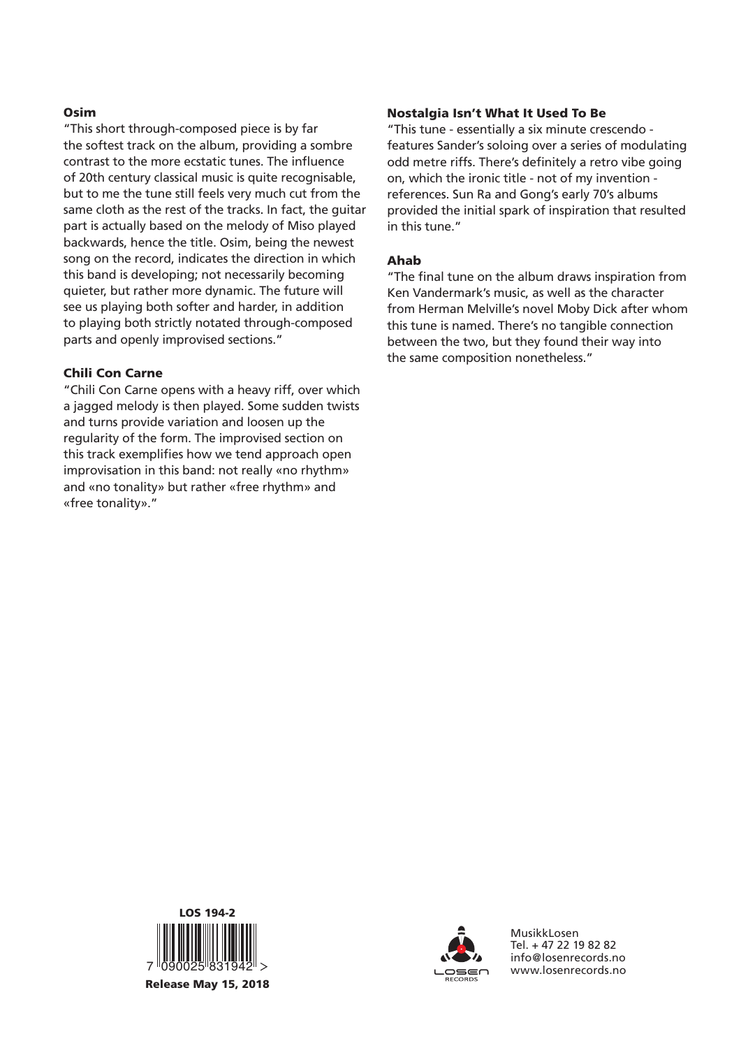### Osim

"This short through-composed piece is by far the softest track on the album, providing a sombre contrast to the more ecstatic tunes. The influence of 20th century classical music is quite recognisable, but to me the tune still feels very much cut from the same cloth as the rest of the tracks. In fact, the guitar part is actually based on the melody of Miso played backwards, hence the title. Osim, being the newest song on the record, indicates the direction in which this band is developing; not necessarily becoming quieter, but rather more dynamic. The future will see us playing both softer and harder, in addition to playing both strictly notated through-composed parts and openly improvised sections."

### Chili Con Carne

"Chili Con Carne opens with a heavy riff, over which a jagged melody is then played. Some sudden twists and turns provide variation and loosen up the regularity of the form. The improvised section on this track exemplifies how we tend approach open improvisation in this band: not really «no rhythm» and «no tonality» but rather «free rhythm» and «free tonality»."

### Nostalgia Isn't What It Used To Be

"This tune - essentially a six minute crescendo - features Sander's soloing over a series of modulating odd metre riffs. There's definitely a retro vibe going on, which the ironic title - not of my invention - references. Sun Ra and Gong's early 70's albums provided the initial spark of inspiration that resulted in this tune."

### Ahab

"The final tune on the album draws inspiration from Ken Vandermark's music, as well as the character from Herman Melville's novel Moby Dick after whom this tune is named. There's no tangible connection between the two, but they found their way into the same composition nonetheless."

**LOS 194-2**

7 090025 831942 >

**Release May 15, 2018**

LOSEN RECORDS

MusikkLosen
Tel. + 47 22 19 82 82
info@losenrecords.no
www.losenrecords.no